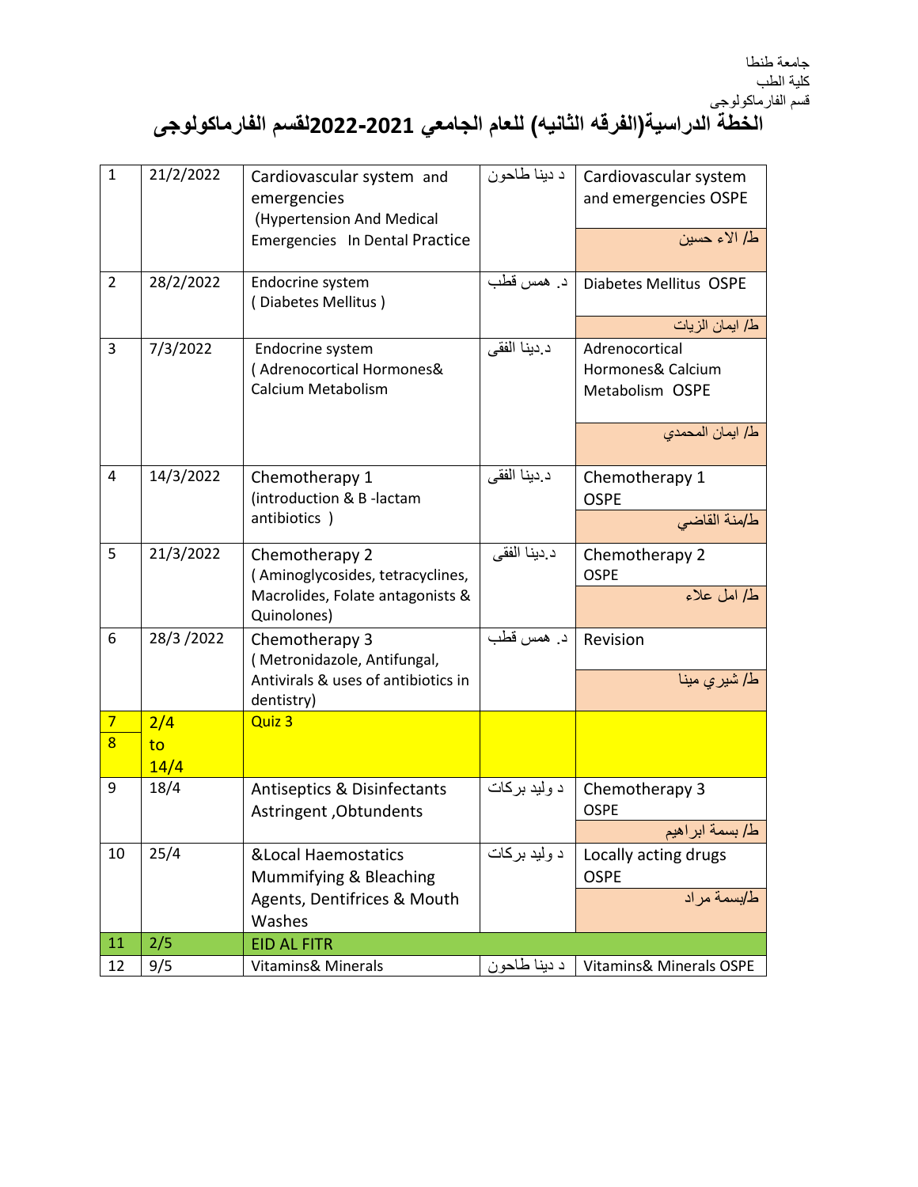جامعة طنطا
كلية الطب
قسم الفارماكولوجى

# الخطة الدراسية(الفرقه الثانيه) للعام الجامعي 2021-2022لقسم الفارماكولوجى

| | | | | |
|---|---|---|---|---|
| 1 | 21/2/2022 | Cardiovascular system and emergencies (Hypertension And Medical Emergencies In Dental Practice | د دينا طاحون | Cardiovascular system and emergencies OSPE<br>ط/ الاء حسين |
| 2 | 28/2/2022 | Endocrine system ( Diabetes Mellitus ) | د. همس قطب | Diabetes Mellitus OSPE<br>ط/ ايمان الزيات |
| 3 | 7/3/2022 | Endocrine system ( Adrenocortical Hormones& Calcium Metabolism | د.دينا الفقى | Adrenocortical Hormones& Calcium Metabolism OSPE<br>ط/ ايمان المحمدي |
| 4 | 14/3/2022 | Chemotherapy 1 (introduction & B -lactam antibiotics ) | د.دينا الفقى | Chemotherapy 1 OSPE<br>ط/منة القاضي |
| 5 | 21/3/2022 | Chemotherapy 2 ( Aminoglycosides, tetracyclines, Macrolides, Folate antagonists & Quinolones) | د.دينا الفقى | Chemotherapy 2 OSPE<br>ط/ امل علاء |
| 6 | 28/3 /2022 | Chemotherapy 3 ( Metronidazole, Antifungal, Antivirals & uses of antibiotics in dentistry) | د. همس قطب | Revision<br>ط/ شيري مينا |
| 7<br>8 | 2/4 to 14/4 | Quiz 3 | | |
| 9 | 18/4 | Antiseptics & Disinfectants Astringent ,Obtundents | د وليد بركات | Chemotherapy 3 OSPE<br>ط/ بسمة ابراهيم |
| 10 | 25/4 | &Local Haemostatics Mummifying & Bleaching Agents, Dentifrices & Mouth Washes | د وليد بركات | Locally acting drugs OSPE<br>ط/بسمة مراد |
| 11 | 2/5 | EID AL FITR | | |
| 12 | 9/5 | Vitamins& Minerals | د دينا طاحون | Vitamins& Minerals OSPE |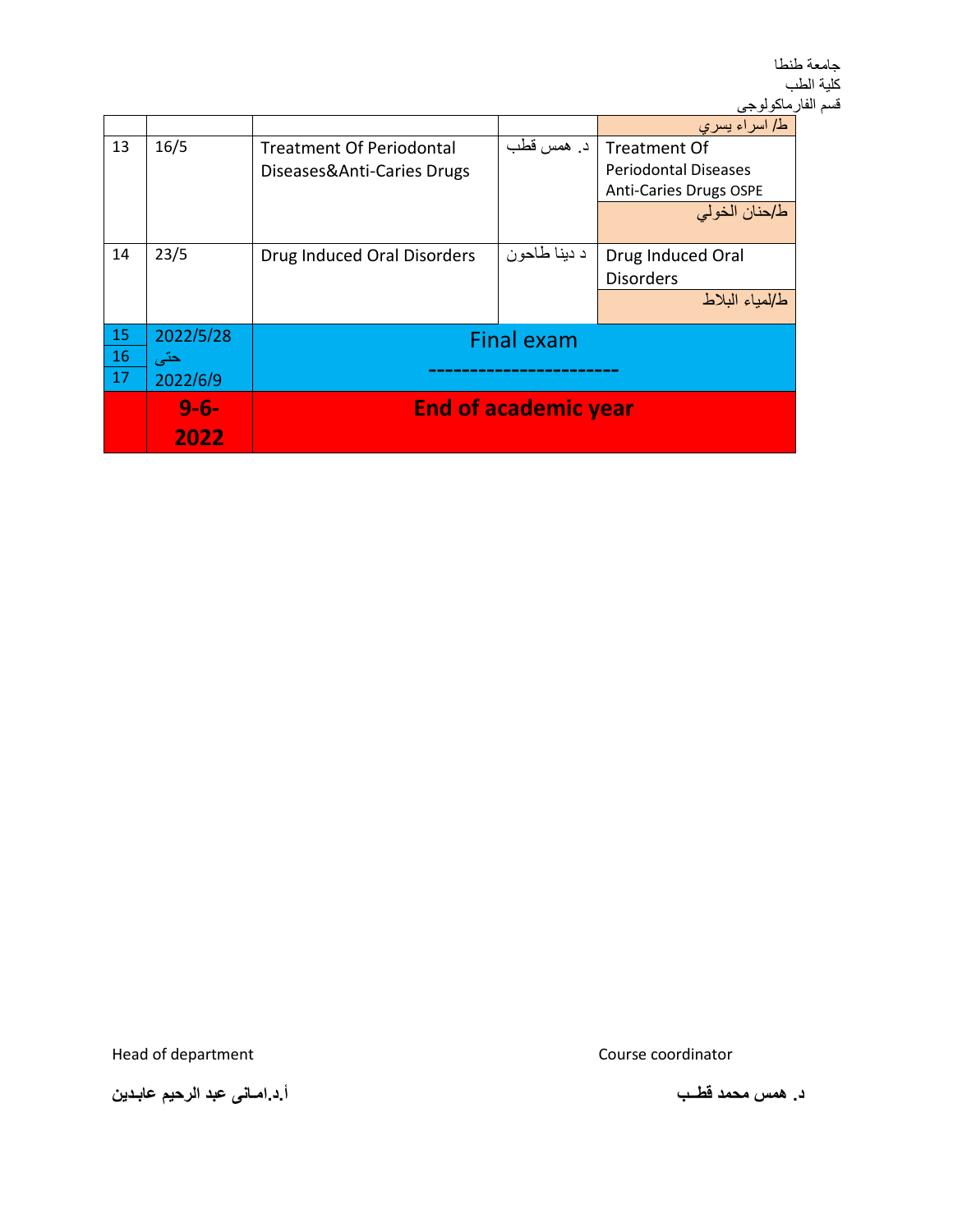جامعة طنطا
كلية الطب
قسم الفارماكولوجى

| | | | | |
|---|---|---|---|---|
| | | | | ط/ اسراء يسري |
| 13 | 16/5 | Treatment Of Periodontal Diseases&Anti-Caries Drugs | د. همس قطب | Treatment Of Periodontal Diseases Anti-Caries Drugs OSPE<br>ط/حنان الخولي |
| 14 | 23/5 | Drug Induced Oral Disorders | د دينا طاحون | Drug Induced Oral Disorders<br>ط/لمياء البلاط |
| 15<br>16<br>17 | 2022/5/28<br>حتى<br>2022/6/9 | Final exam<br>---------------------- | | |
| | **9-6-2022** | **End of academic year** | | |

Head of department

**أ.د.امـانى عبد الرحيم عابـدين**

Course coordinator

**د. همس محمد قطـب**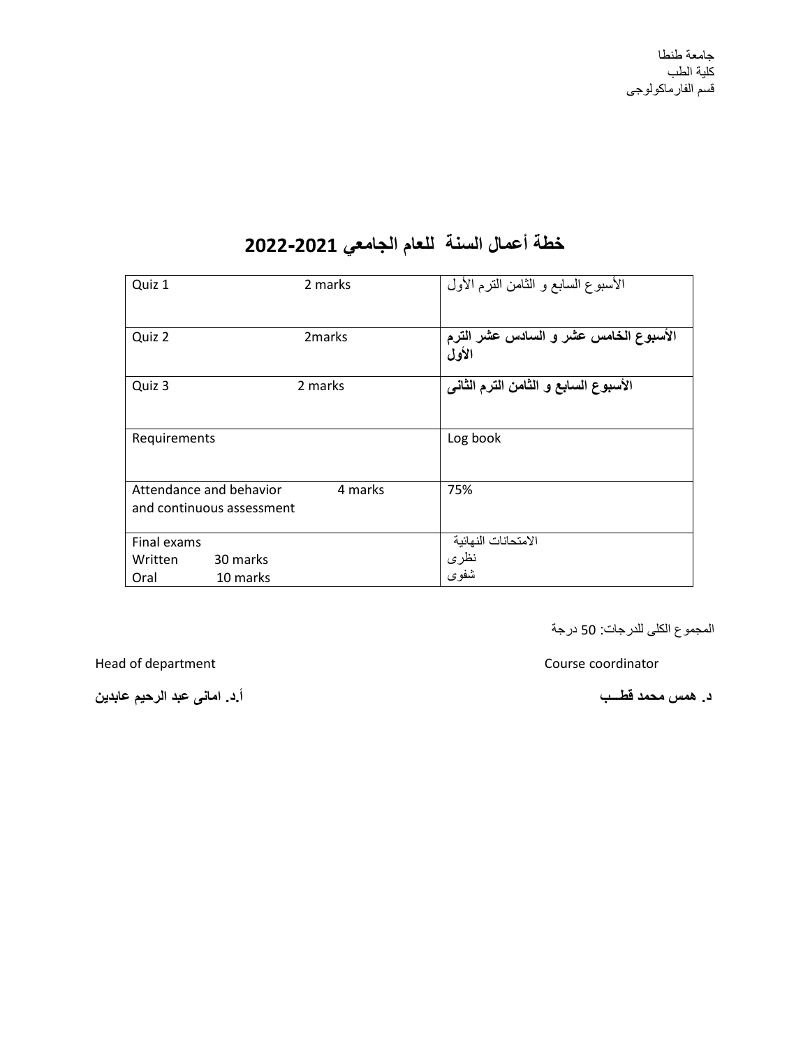جامعة طنطا
كلية الطب
قسم الفارماكولوجى

# خطة أعمال السنة للعام الجامعي 2021-2022

| | |
|---|---|
| Quiz 1 2 marks | الأسبوع السابع و الثامن الترم الأول |
| Quiz 2 2marks | **الأسبوع الخامس عشر و السادس عشر الترم الأول** |
| Quiz 3 2 marks | **الأسبوع السابع و الثامن الترم الثانى** |
| Requirements | Log book |
| Attendance and behavior 4 marks and continuous assessment | 75% |
| Final exams Written 30 marks Oral 10 marks | الامتحانات النهائية نظرى شفوى |

المجموع الكلى للدرجات: 50 درجة

Head of department

**أ.د. امانى عبد الرحيم عابدين**

Course coordinator

**د. همس محمد قطــب**